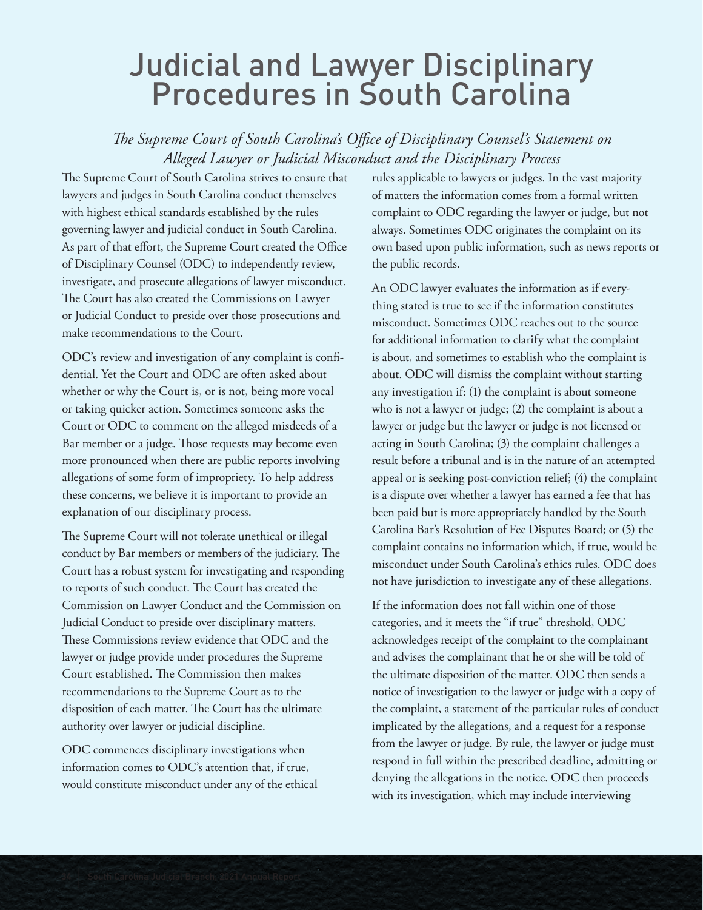# Judicial and Lawyer Disciplinary Procedures in South Carolina

*The Supreme Court of South Carolina's Office of Disciplinary Counsel's Statement on Alleged Lawyer or Judicial Misconduct and the Disciplinary Process*

The Supreme Court of South Carolina strives to ensure that lawyers and judges in South Carolina conduct themselves with highest ethical standards established by the rules governing lawyer and judicial conduct in South Carolina. As part of that effort, the Supreme Court created the Office of Disciplinary Counsel (ODC) to independently review, investigate, and prosecute allegations of lawyer misconduct. The Court has also created the Commissions on Lawyer or Judicial Conduct to preside over those prosecutions and make recommendations to the Court.

ODC's review and investigation of any complaint is confidential. Yet the Court and ODC are often asked about whether or why the Court is, or is not, being more vocal or taking quicker action. Sometimes someone asks the Court or ODC to comment on the alleged misdeeds of a Bar member or a judge. Those requests may become even more pronounced when there are public reports involving allegations of some form of impropriety. To help address these concerns, we believe it is important to provide an explanation of our disciplinary process.

The Supreme Court will not tolerate unethical or illegal conduct by Bar members or members of the judiciary. The Court has a robust system for investigating and responding to reports of such conduct. The Court has created the Commission on Lawyer Conduct and the Commission on Judicial Conduct to preside over disciplinary matters. These Commissions review evidence that ODC and the lawyer or judge provide under procedures the Supreme Court established. The Commission then makes recommendations to the Supreme Court as to the disposition of each matter. The Court has the ultimate authority over lawyer or judicial discipline.

ODC commences disciplinary investigations when information comes to ODC's attention that, if true, would constitute misconduct under any of the ethical rules applicable to lawyers or judges. In the vast majority of matters the information comes from a formal written complaint to ODC regarding the lawyer or judge, but not always. Sometimes ODC originates the complaint on its own based upon public information, such as news reports or the public records.

An ODC lawyer evaluates the information as if everything stated is true to see if the information constitutes misconduct. Sometimes ODC reaches out to the source for additional information to clarify what the complaint is about, and sometimes to establish who the complaint is about. ODC will dismiss the complaint without starting any investigation if: (1) the complaint is about someone who is not a lawyer or judge; (2) the complaint is about a lawyer or judge but the lawyer or judge is not licensed or acting in South Carolina; (3) the complaint challenges a result before a tribunal and is in the nature of an attempted appeal or is seeking post-conviction relief; (4) the complaint is a dispute over whether a lawyer has earned a fee that has been paid but is more appropriately handled by the South Carolina Bar's Resolution of Fee Disputes Board; or (5) the complaint contains no information which, if true, would be misconduct under South Carolina's ethics rules. ODC does not have jurisdiction to investigate any of these allegations.

If the information does not fall within one of those categories, and it meets the "if true" threshold, ODC acknowledges receipt of the complaint to the complainant and advises the complainant that he or she will be told of the ultimate disposition of the matter. ODC then sends a notice of investigation to the lawyer or judge with a copy of the complaint, a statement of the particular rules of conduct implicated by the allegations, and a request for a response from the lawyer or judge. By rule, the lawyer or judge must respond in full within the prescribed deadline, admitting or denying the allegations in the notice. ODC then proceeds with its investigation, which may include interviewing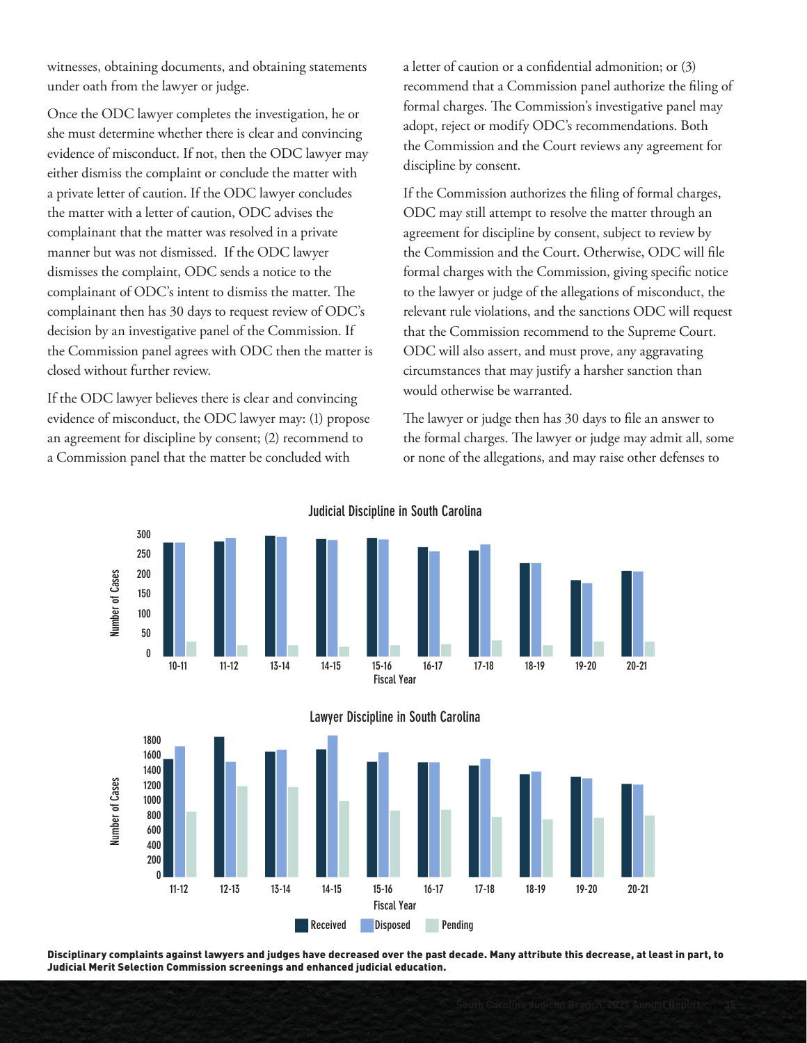witnesses, obtaining documents, and obtaining statements under oath from the lawyer or judge.

Once the ODC lawyer completes the investigation, he or she must determine whether there is clear and convincing evidence of misconduct. If not, then the ODC lawyer may either dismiss the complaint or conclude the matter with a private letter of caution. If the ODC lawyer concludes the matter with a letter of caution, ODC advises the complainant that the matter was resolved in a private manner but was not dismissed. If the ODC lawyer dismisses the complaint, ODC sends a notice to the complainant of ODC's intent to dismiss the matter. The complainant then has 30 days to request review of ODC's decision by an investigative panel of the Commission. If the Commission panel agrees with ODC then the matter is closed without further review.

If the ODC lawyer believes there is clear and convincing evidence of misconduct, the ODC lawyer may: (1) propose an agreement for discipline by consent; (2) recommend to a Commission panel that the matter be concluded with a letter of caution or a confidential admonition; or (3) recommend that a Commission panel authorize the filing of formal charges. The Commission's investigative panel may adopt, reject or modify ODC's recommendations. Both the Commission and the Court reviews any agreement for discipline by consent.

If the Commission authorizes the filing of formal charges, ODC may still attempt to resolve the matter through an agreement for discipline by consent, subject to review by the Commission and the Court. Otherwise, ODC will file formal charges with the Commission, giving specific notice to the lawyer or judge of the allegations of misconduct, the relevant rule violations, and the sanctions ODC will request that the Commission recommend to the Supreme Court. ODC will also assert, and must prove, any aggravating circumstances that may justify a harsher sanction than would otherwise be warranted.

The lawyer or judge then has 30 days to file an answer to the formal charges. The lawyer or judge may admit all, some or none of the allegations, and may raise other defenses to

**Judicial Discipline in South Carolina**

**Lawyer Discipline in South Carolina**

**Disciplinary complaints against lawyers and judges have decreased over the past decade. Many attribute this decrease, at least in part, to Judicial Merit Selection Commission screenings and enhanced judicial education.**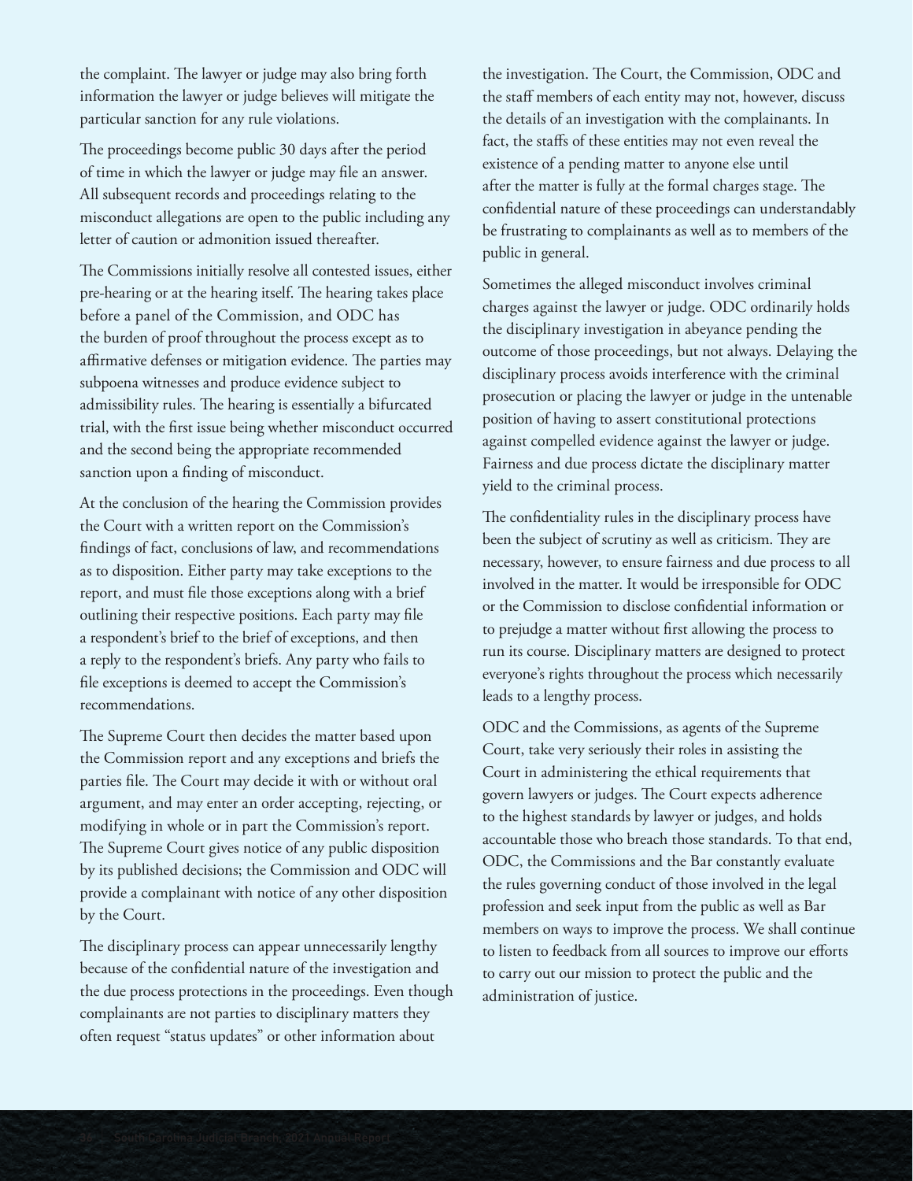the complaint. The lawyer or judge may also bring forth information the lawyer or judge believes will mitigate the particular sanction for any rule violations.

The proceedings become public 30 days after the period of time in which the lawyer or judge may file an answer. All subsequent records and proceedings relating to the misconduct allegations are open to the public including any letter of caution or admonition issued thereafter.

The Commissions initially resolve all contested issues, either pre-hearing or at the hearing itself. The hearing takes place before a panel of the Commission, and ODC has the burden of proof throughout the process except as to affirmative defenses or mitigation evidence. The parties may subpoena witnesses and produce evidence subject to admissibility rules. The hearing is essentially a bifurcated trial, with the first issue being whether misconduct occurred and the second being the appropriate recommended sanction upon a finding of misconduct.

At the conclusion of the hearing the Commission provides the Court with a written report on the Commission's findings of fact, conclusions of law, and recommendations as to disposition. Either party may take exceptions to the report, and must file those exceptions along with a brief outlining their respective positions. Each party may file a respondent's brief to the brief of exceptions, and then a reply to the respondent's briefs. Any party who fails to file exceptions is deemed to accept the Commission's recommendations.

The Supreme Court then decides the matter based upon the Commission report and any exceptions and briefs the parties file. The Court may decide it with or without oral argument, and may enter an order accepting, rejecting, or modifying in whole or in part the Commission's report. The Supreme Court gives notice of any public disposition by its published decisions; the Commission and ODC will provide a complainant with notice of any other disposition by the Court.

The disciplinary process can appear unnecessarily lengthy because of the confidential nature of the investigation and the due process protections in the proceedings. Even though complainants are not parties to disciplinary matters they often request "status updates" or other information about the investigation. The Court, the Commission, ODC and the staff members of each entity may not, however, discuss the details of an investigation with the complainants. In fact, the staffs of these entities may not even reveal the existence of a pending matter to anyone else until after the matter is fully at the formal charges stage. The confidential nature of these proceedings can understandably be frustrating to complainants as well as to members of the public in general.

Sometimes the alleged misconduct involves criminal charges against the lawyer or judge. ODC ordinarily holds the disciplinary investigation in abeyance pending the outcome of those proceedings, but not always. Delaying the disciplinary process avoids interference with the criminal prosecution or placing the lawyer or judge in the untenable position of having to assert constitutional protections against compelled evidence against the lawyer or judge. Fairness and due process dictate the disciplinary matter yield to the criminal process.

The confidentiality rules in the disciplinary process have been the subject of scrutiny as well as criticism. They are necessary, however, to ensure fairness and due process to all involved in the matter. It would be irresponsible for ODC or the Commission to disclose confidential information or to prejudge a matter without first allowing the process to run its course. Disciplinary matters are designed to protect everyone's rights throughout the process which necessarily leads to a lengthy process.

ODC and the Commissions, as agents of the Supreme Court, take very seriously their roles in assisting the Court in administering the ethical requirements that govern lawyers or judges. The Court expects adherence to the highest standards by lawyer or judges, and holds accountable those who breach those standards. To that end, ODC, the Commissions and the Bar constantly evaluate the rules governing conduct of those involved in the legal profession and seek input from the public as well as Bar members on ways to improve the process. We shall continue to listen to feedback from all sources to improve our efforts to carry out our mission to protect the public and the administration of justice.